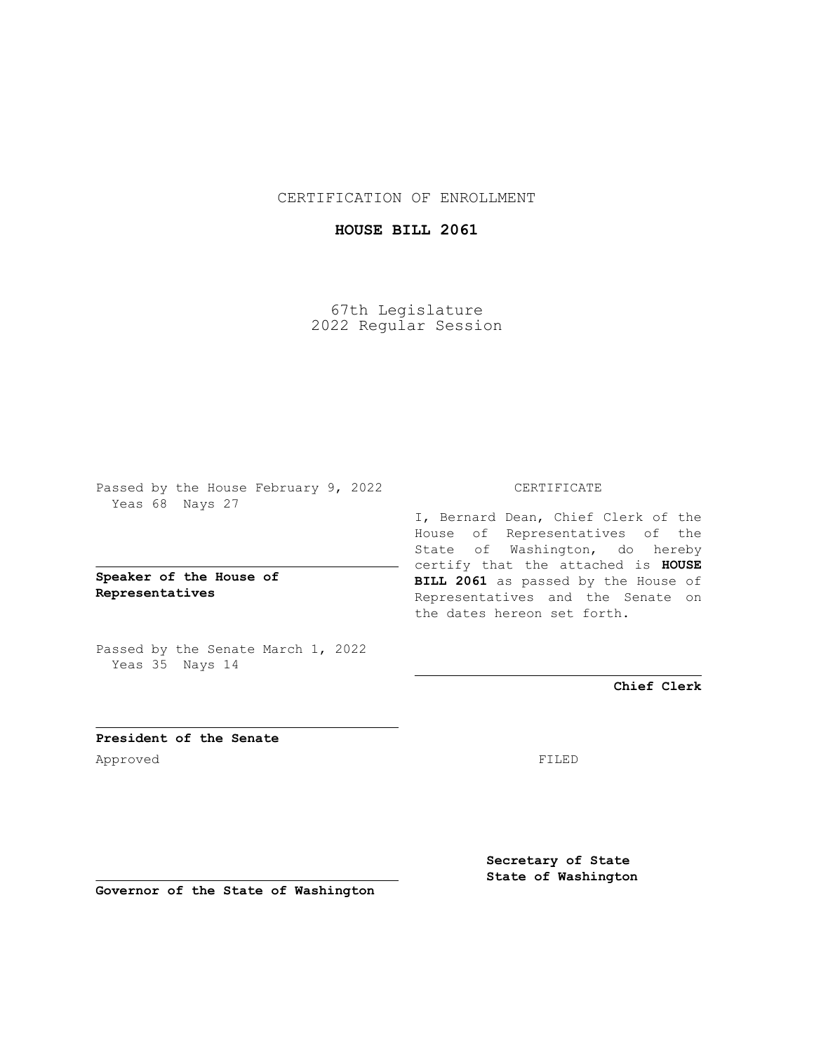CERTIFICATION OF ENROLLMENT

**HOUSE BILL 2061**

67th Legislature
2022 Regular Session

Passed by the House February 9, 2022
Yeas 68 Nays 27

**Speaker of the House of Representatives**

Passed by the Senate March 1, 2022
Yeas 35 Nays 14

**President of the Senate**

Approved

**Governor of the State of Washington**

CERTIFICATE

I, Bernard Dean, Chief Clerk of the House of Representatives of the State of Washington, do hereby certify that the attached is **HOUSE BILL 2061** as passed by the House of Representatives and the Senate on the dates hereon set forth.

**Chief Clerk**

FILED

**Secretary of State**
**State of Washington**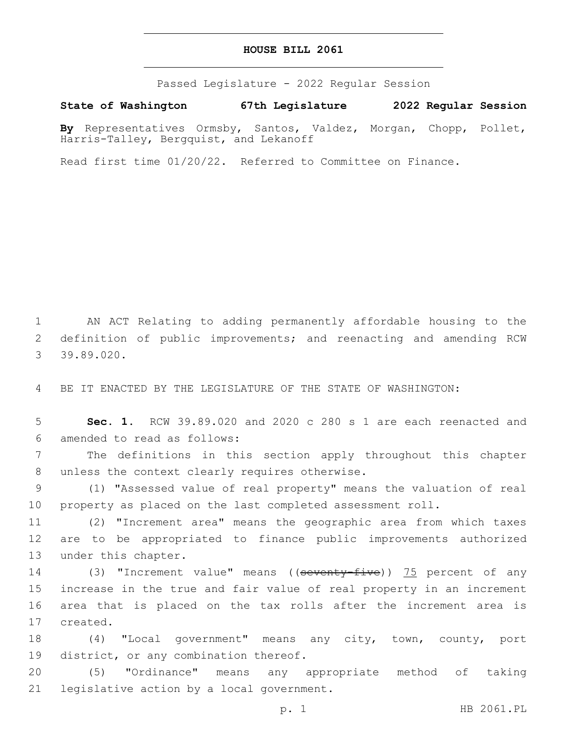# HOUSE BILL 2061

Passed Legislature - 2022 Regular Session

**State of Washington 67th Legislature 2022 Regular Session**

**By** Representatives Ormsby, Santos, Valdez, Morgan, Chopp, Pollet, Harris-Talley, Bergquist, and Lekanoff

Read first time 01/20/22. Referred to Committee on Finance.

AN ACT Relating to adding permanently affordable housing to the definition of public improvements; and reenacting and amending RCW 39.89.020.

BE IT ENACTED BY THE LEGISLATURE OF THE STATE OF WASHINGTON:

**Sec. 1.** RCW 39.89.020 and 2020 c 280 s 1 are each reenacted and amended to read as follows:

The definitions in this section apply throughout this chapter unless the context clearly requires otherwise.

(1) "Assessed value of real property" means the valuation of real property as placed on the last completed assessment roll.

(2) "Increment area" means the geographic area from which taxes are to be appropriated to finance public improvements authorized under this chapter.

(3) "Increment value" means ((~~seventy-five~~)) 75 percent of any increase in the true and fair value of real property in an increment area that is placed on the tax rolls after the increment area is created.

(4) "Local government" means any city, town, county, port district, or any combination thereof.

(5) "Ordinance" means any appropriate method of taking legislative action by a local government.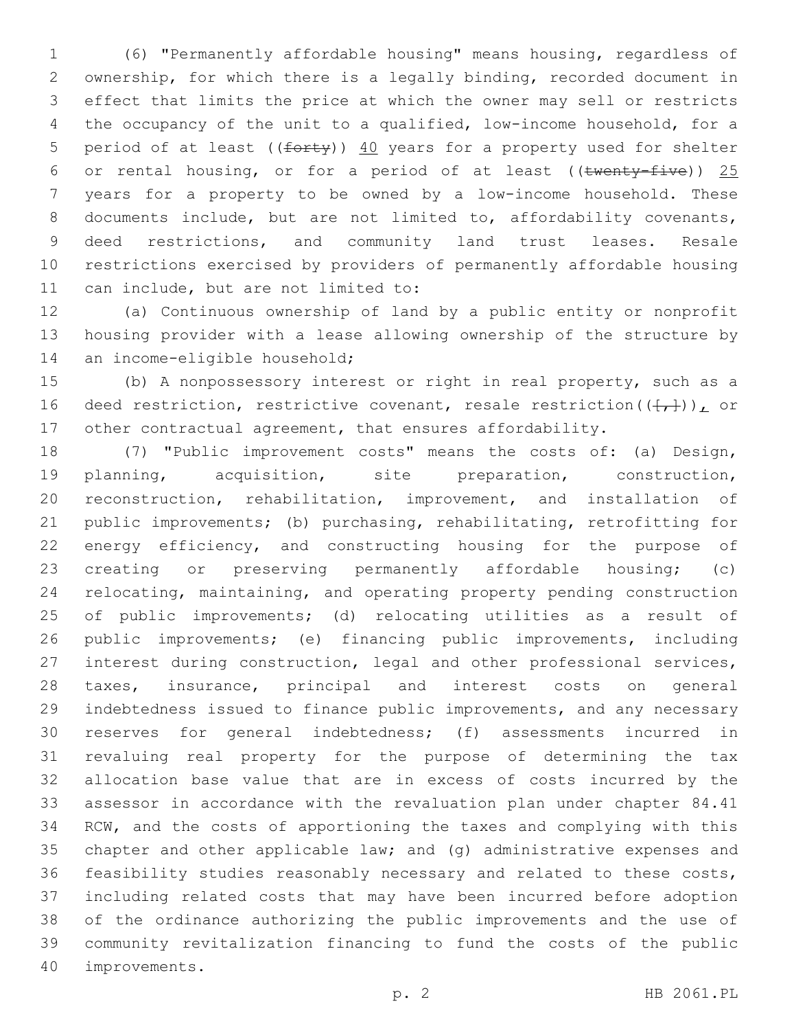(6) "Permanently affordable housing" means housing, regardless of ownership, for which there is a legally binding, recorded document in effect that limits the price at which the owner may sell or restricts the occupancy of the unit to a qualified, low-income household, for a period of at least ((~~forty~~)) <u>40</u> years for a property used for shelter or rental housing, or for a period of at least ((~~twenty-five~~)) <u>25</u> years for a property to be owned by a low-income household. These documents include, but are not limited to, affordability covenants, deed restrictions, and community land trust leases. Resale restrictions exercised by providers of permanently affordable housing can include, but are not limited to:

(a) Continuous ownership of land by a public entity or nonprofit housing provider with a lease allowing ownership of the structure by an income-eligible household;

(b) A nonpossessory interest or right in real property, such as a deed restriction, restrictive covenant, resale restriction((~~[,]~~))<u>,</u> or other contractual agreement, that ensures affordability.

(7) "Public improvement costs" means the costs of: (a) Design, planning, acquisition, site preparation, construction, reconstruction, rehabilitation, improvement, and installation of public improvements; (b) purchasing, rehabilitating, retrofitting for energy efficiency, and constructing housing for the purpose of creating or preserving permanently affordable housing; (c) relocating, maintaining, and operating property pending construction of public improvements; (d) relocating utilities as a result of public improvements; (e) financing public improvements, including interest during construction, legal and other professional services, taxes, insurance, principal and interest costs on general indebtedness issued to finance public improvements, and any necessary reserves for general indebtedness; (f) assessments incurred in revaluing real property for the purpose of determining the tax allocation base value that are in excess of costs incurred by the assessor in accordance with the revaluation plan under chapter 84.41 RCW, and the costs of apportioning the taxes and complying with this chapter and other applicable law; and (g) administrative expenses and feasibility studies reasonably necessary and related to these costs, including related costs that may have been incurred before adoption of the ordinance authorizing the public improvements and the use of community revitalization financing to fund the costs of the public improvements.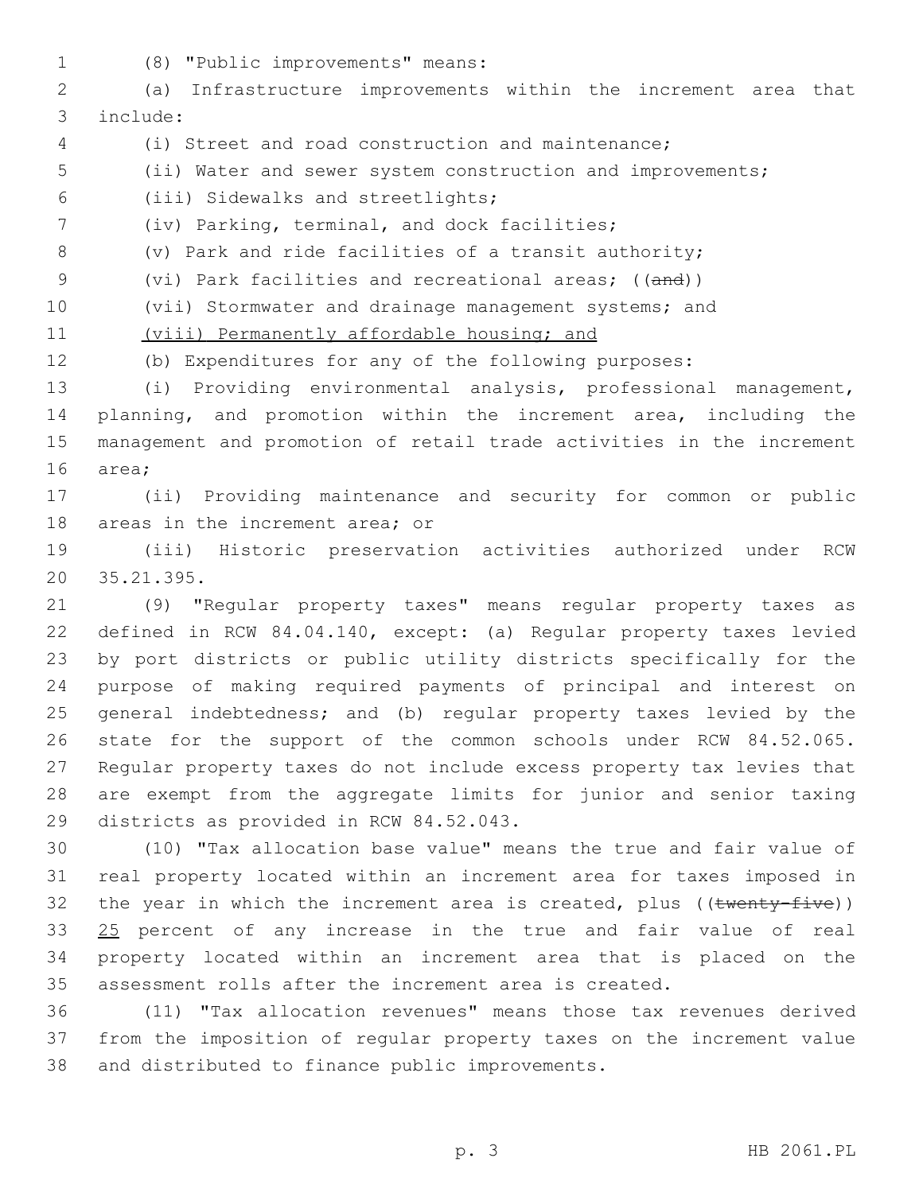(8) "Public improvements" means:

(a) Infrastructure improvements within the increment area that include:

(i) Street and road construction and maintenance;

(ii) Water and sewer system construction and improvements;

(iii) Sidewalks and streetlights;

(iv) Parking, terminal, and dock facilities;

(v) Park and ride facilities of a transit authority;

(vi) Park facilities and recreational areas; ((~~and~~))

(vii) Stormwater and drainage management systems; and

<u>(viii) Permanently affordable housing; and</u>

(b) Expenditures for any of the following purposes:

(i) Providing environmental analysis, professional management, planning, and promotion within the increment area, including the management and promotion of retail trade activities in the increment area;

(ii) Providing maintenance and security for common or public areas in the increment area; or

(iii) Historic preservation activities authorized under RCW 35.21.395.

(9) "Regular property taxes" means regular property taxes as defined in RCW 84.04.140, except: (a) Regular property taxes levied by port districts or public utility districts specifically for the purpose of making required payments of principal and interest on general indebtedness; and (b) regular property taxes levied by the state for the support of the common schools under RCW 84.52.065. Regular property taxes do not include excess property tax levies that are exempt from the aggregate limits for junior and senior taxing districts as provided in RCW 84.52.043.

(10) "Tax allocation base value" means the true and fair value of real property located within an increment area for taxes imposed in the year in which the increment area is created, plus ((~~twenty-five~~)) <u>25</u> percent of any increase in the true and fair value of real property located within an increment area that is placed on the assessment rolls after the increment area is created.

(11) "Tax allocation revenues" means those tax revenues derived from the imposition of regular property taxes on the increment value and distributed to finance public improvements.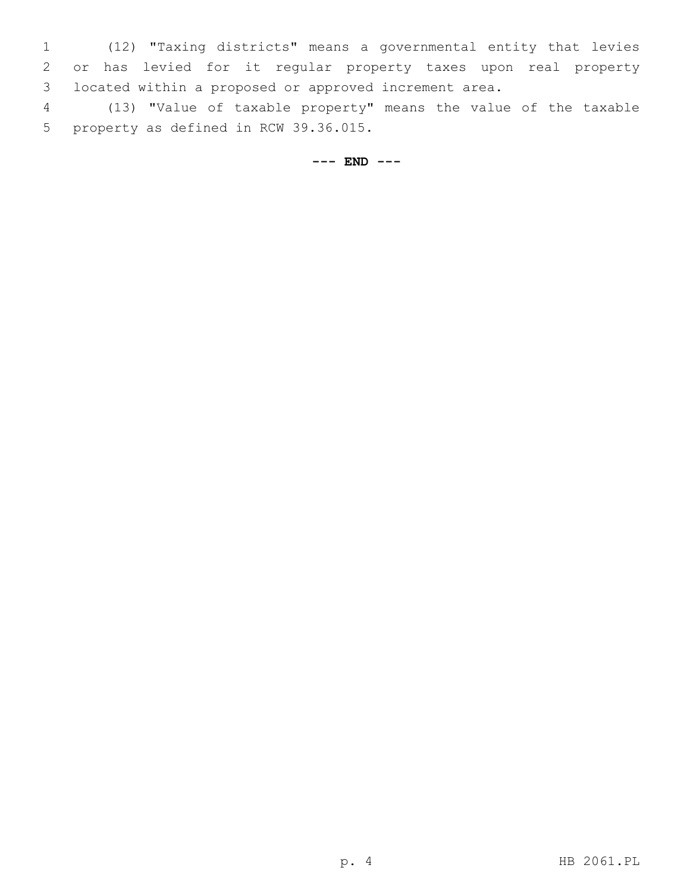(12) "Taxing districts" means a governmental entity that levies or has levied for it regular property taxes upon real property located within a proposed or approved increment area.

(13) "Value of taxable property" means the value of the taxable property as defined in RCW 39.36.015.

**--- END ---**